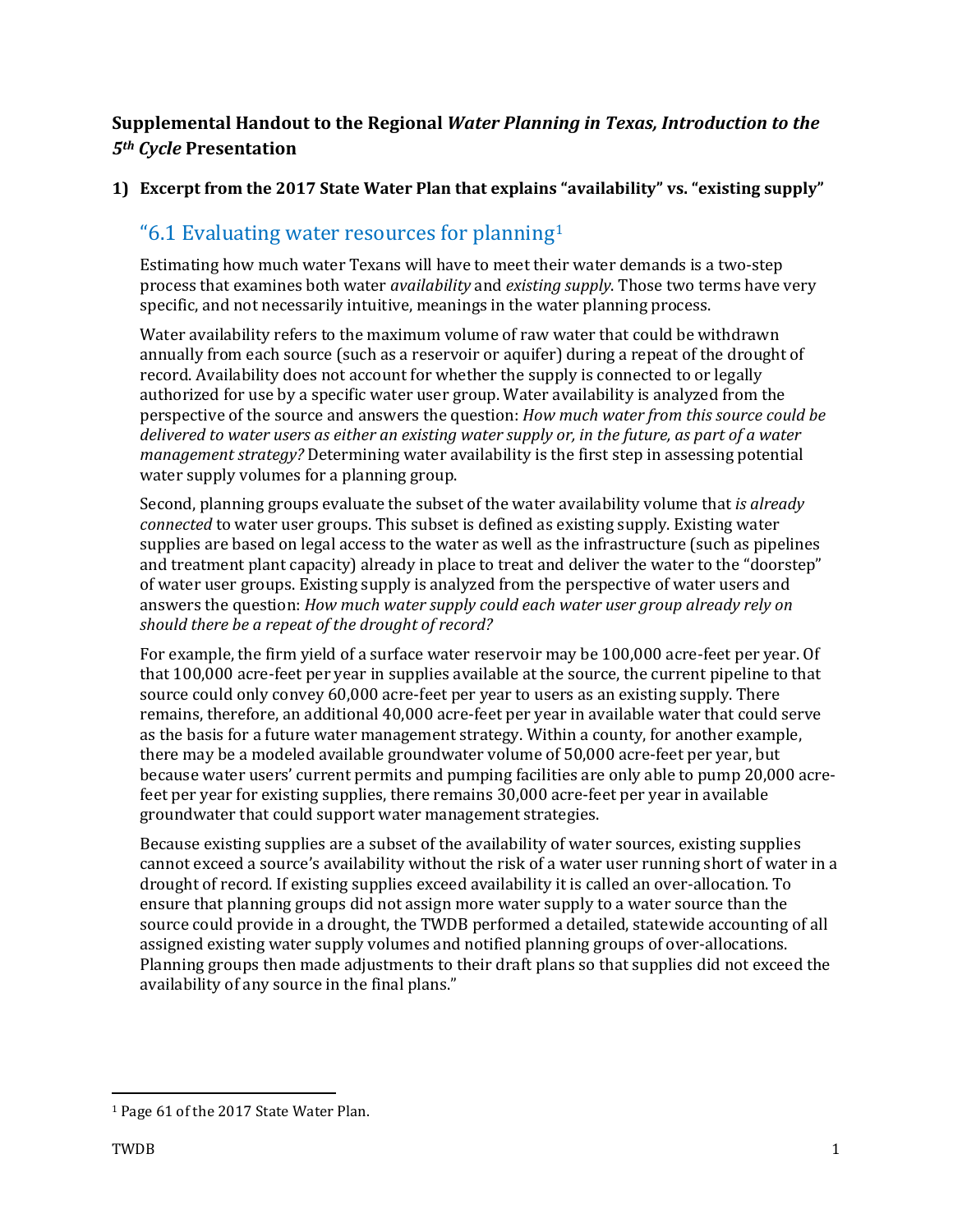**Supplemental Handout to the Regional *Water Planning in Texas, Introduction to the 5th Cycle* Presentation**

**1) Excerpt from the 2017 State Water Plan that explains "availability" vs. "existing supply"**

## "6.1 Evaluating water resources for planning[1]

Estimating how much water Texans will have to meet their water demands is a two-step process that examines both water *availability* and *existing supply*. Those two terms have very specific, and not necessarily intuitive, meanings in the water planning process.

Water availability refers to the maximum volume of raw water that could be withdrawn annually from each source (such as a reservoir or aquifer) during a repeat of the drought of record. Availability does not account for whether the supply is connected to or legally authorized for use by a specific water user group. Water availability is analyzed from the perspective of the source and answers the question: *How much water from this source could be delivered to water users as either an existing water supply or, in the future, as part of a water management strategy?* Determining water availability is the first step in assessing potential water supply volumes for a planning group.

Second, planning groups evaluate the subset of the water availability volume that *is already connected* to water user groups. This subset is defined as existing supply. Existing water supplies are based on legal access to the water as well as the infrastructure (such as pipelines and treatment plant capacity) already in place to treat and deliver the water to the "doorstep" of water user groups. Existing supply is analyzed from the perspective of water users and answers the question: *How much water supply could each water user group already rely on should there be a repeat of the drought of record?*

For example, the firm yield of a surface water reservoir may be 100,000 acre-feet per year. Of that 100,000 acre-feet per year in supplies available at the source, the current pipeline to that source could only convey 60,000 acre-feet per year to users as an existing supply. There remains, therefore, an additional 40,000 acre-feet per year in available water that could serve as the basis for a future water management strategy. Within a county, for another example, there may be a modeled available groundwater volume of 50,000 acre-feet per year, but because water users' current permits and pumping facilities are only able to pump 20,000 acre-feet per year for existing supplies, there remains 30,000 acre-feet per year in available groundwater that could support water management strategies.

Because existing supplies are a subset of the availability of water sources, existing supplies cannot exceed a source's availability without the risk of a water user running short of water in a drought of record. If existing supplies exceed availability it is called an over-allocation. To ensure that planning groups did not assign more water supply to a water source than the source could provide in a drought, the TWDB performed a detailed, statewide accounting of all assigned existing water supply volumes and notified planning groups of over-allocations. Planning groups then made adjustments to their draft plans so that supplies did not exceed the availability of any source in the final plans."

---

[1] Page 61 of the 2017 State Water Plan.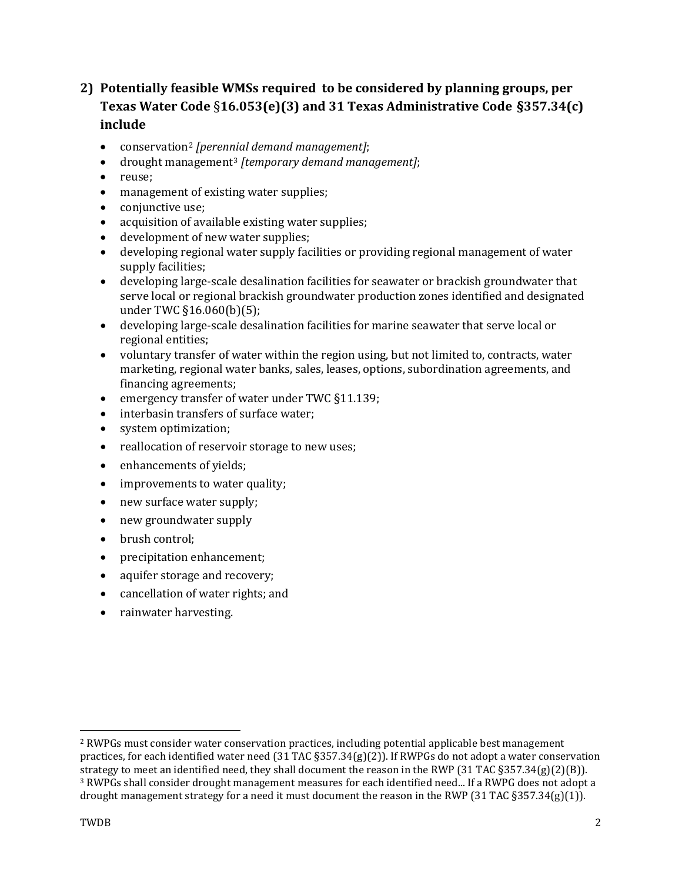## 2) Potentially feasible WMSs required to be considered by planning groups, per Texas Water Code §16.053(e)(3) and 31 Texas Administrative Code §357.34(c) include

- conservation[2] *[perennial demand management]*;
- drought management[3] *[temporary demand management]*;
- reuse;
- management of existing water supplies;
- conjunctive use;
- acquisition of available existing water supplies;
- development of new water supplies;
- developing regional water supply facilities or providing regional management of water supply facilities;
- developing large-scale desalination facilities for seawater or brackish groundwater that serve local or regional brackish groundwater production zones identified and designated under TWC §16.060(b)(5);
- developing large-scale desalination facilities for marine seawater that serve local or regional entities;
- voluntary transfer of water within the region using, but not limited to, contracts, water marketing, regional water banks, sales, leases, options, subordination agreements, and financing agreements;
- emergency transfer of water under TWC §11.139;
- interbasin transfers of surface water;
- system optimization;
- reallocation of reservoir storage to new uses;
- enhancements of yields;
- improvements to water quality;
- new surface water supply;
- new groundwater supply
- brush control;
- precipitation enhancement;
- aquifer storage and recovery;
- cancellation of water rights; and
- rainwater harvesting.

---

[2] RWPGs must consider water conservation practices, including potential applicable best management practices, for each identified water need (31 TAC §357.34(g)(2)). If RWPGs do not adopt a water conservation strategy to meet an identified need, they shall document the reason in the RWP (31 TAC §357.34(g)(2)(B)).

[3] RWPGs shall consider drought management measures for each identified need... If a RWPG does not adopt a drought management strategy for a need it must document the reason in the RWP (31 TAC §357.34(g)(1)).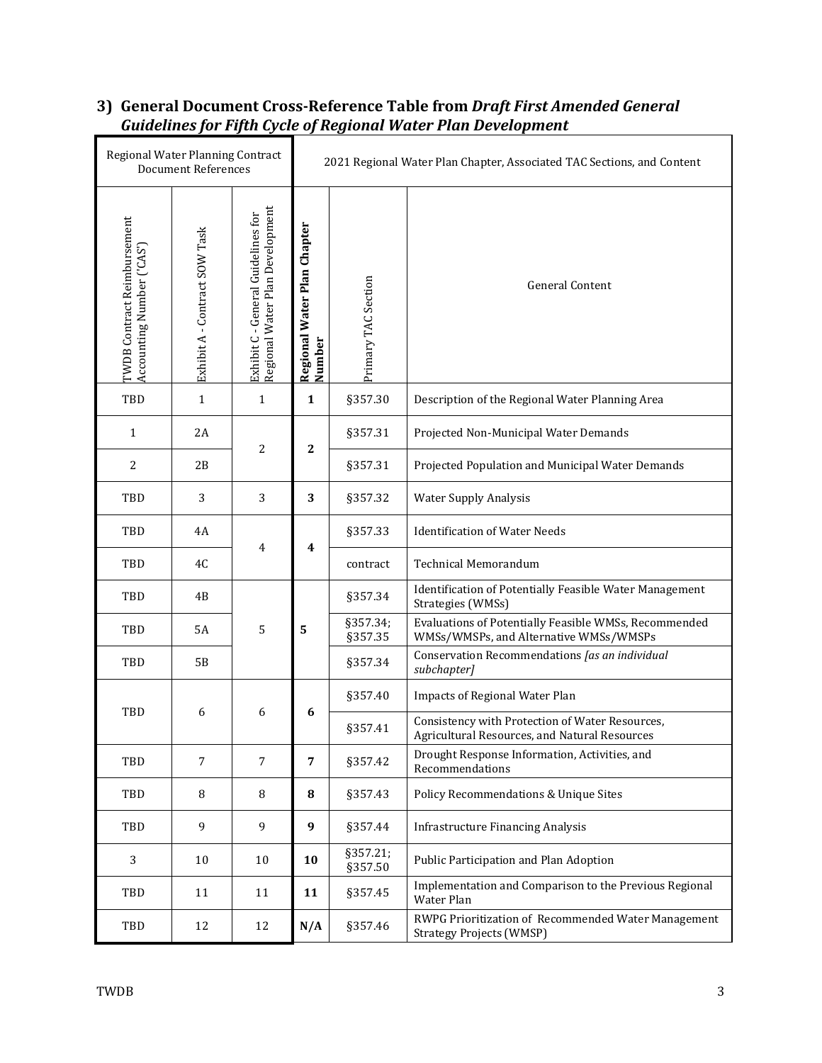## 3) General Document Cross-Reference Table from *Draft First Amended General Guidelines for Fifth Cycle of Regional Water Plan Development*

| Regional Water Planning Contract Document References | | | 2021 Regional Water Plan Chapter, Associated TAC Sections, and Content | | |
|---|---|---|---|---|---|
| TWDB Contract Reimbursement Accounting Number ('CAS') | Exhibit A - Contract SOW Task | Exhibit C - General Guidelines for Regional Water Plan Development | **Regional Water Plan Chapter Number** | Primary TAC Section | General Content |
| TBD | 1 | 1 | **1** | §357.30 | Description of the Regional Water Planning Area |
| 1 | 2A | 2 | **2** | §357.31 | Projected Non-Municipal Water Demands |
| 2 | 2B | | | §357.31 | Projected Population and Municipal Water Demands |
| TBD | 3 | 3 | **3** | §357.32 | Water Supply Analysis |
| TBD | 4A | 4 | **4** | §357.33 | Identification of Water Needs |
| TBD | 4C | | | contract | Technical Memorandum |
| TBD | 4B | 5 | **5** | §357.34 | Identification of Potentially Feasible Water Management Strategies (WMSs) |
| TBD | 5A | | | §357.34; §357.35 | Evaluations of Potentially Feasible WMSs, Recommended WMSs/WMSPs, and Alternative WMSs/WMSPs |
| TBD | 5B | | | §357.34 | Conservation Recommendations *[as an individual subchapter]* |
| TBD | 6 | 6 | **6** | §357.40 | Impacts of Regional Water Plan |
| | | | | §357.41 | Consistency with Protection of Water Resources, Agricultural Resources, and Natural Resources |
| TBD | 7 | 7 | **7** | §357.42 | Drought Response Information, Activities, and Recommendations |
| TBD | 8 | 8 | **8** | §357.43 | Policy Recommendations & Unique Sites |
| TBD | 9 | 9 | **9** | §357.44 | Infrastructure Financing Analysis |
| 3 | 10 | 10 | **10** | §357.21; §357.50 | Public Participation and Plan Adoption |
| TBD | 11 | 11 | **11** | §357.45 | Implementation and Comparison to the Previous Regional Water Plan |
| TBD | 12 | 12 | **N/A** | §357.46 | RWPG Prioritization of Recommended Water Management Strategy Projects (WMSP) |